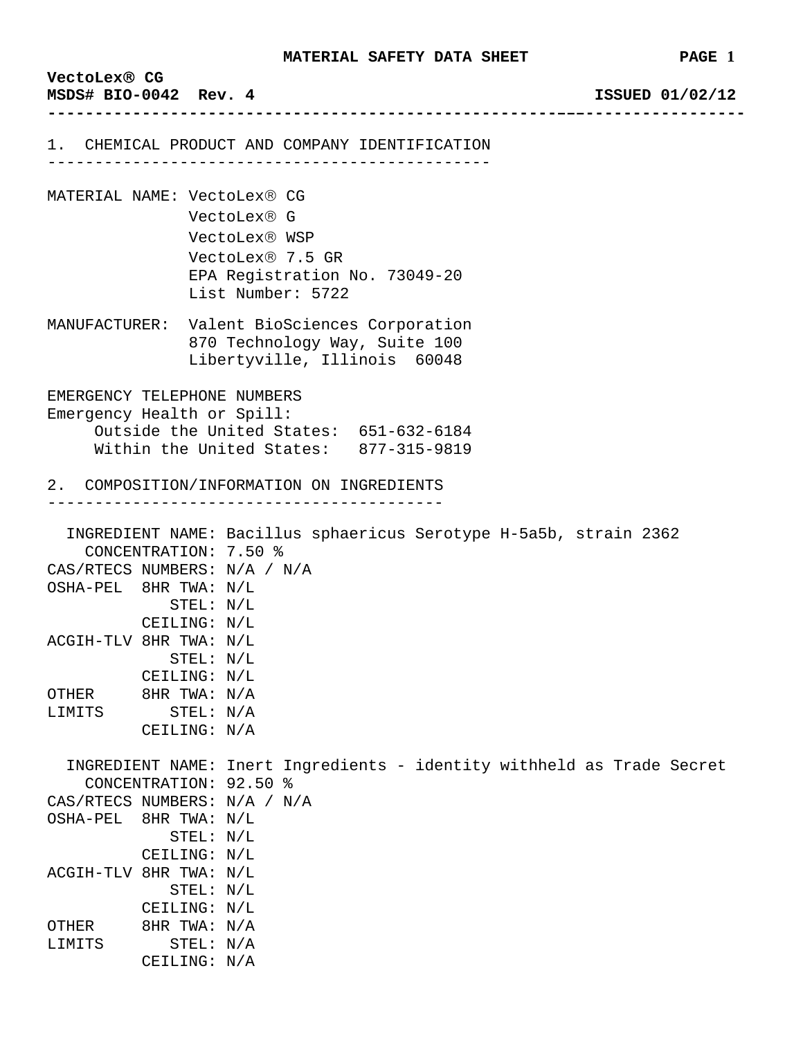# MATERIAL SAFETY DATA SHEET

**VectoLex® CG**
**MSDS# BIO-0042 Rev. 4** **ISSUED 01/02/12**

## 1. CHEMICAL PRODUCT AND COMPANY IDENTIFICATION

MATERIAL NAME: VectoLex® CG
VectoLex® G
VectoLex® WSP
VectoLex® 7.5 GR
EPA Registration No. 73049-20
List Number: 5722

MANUFACTURER: Valent BioSciences Corporation
870 Technology Way, Suite 100
Libertyville, Illinois 60048

EMERGENCY TELEPHONE NUMBERS
Emergency Health or Spill:
Outside the United States: 651-632-6184
Within the United States: 877-315-9819

## 2. COMPOSITION/INFORMATION ON INGREDIENTS

INGREDIENT NAME: Bacillus sphaericus Serotype H-5a5b, strain 2362
CONCENTRATION: 7.50 %
CAS/RTECS NUMBERS: N/A / N/A
OSHA-PEL 8HR TWA: N/L
STEL: N/L
CEILING: N/L
ACGIH-TLV 8HR TWA: N/L
STEL: N/L
CEILING: N/L
OTHER LIMITS 8HR TWA: N/A
STEL: N/A
CEILING: N/A

INGREDIENT NAME: Inert Ingredients - identity withheld as Trade Secret
CONCENTRATION: 92.50 %
CAS/RTECS NUMBERS: N/A / N/A
OSHA-PEL 8HR TWA: N/L
STEL: N/L
CEILING: N/L
ACGIH-TLV 8HR TWA: N/L
STEL: N/L
CEILING: N/L
OTHER LIMITS 8HR TWA: N/A
STEL: N/A
CEILING: N/A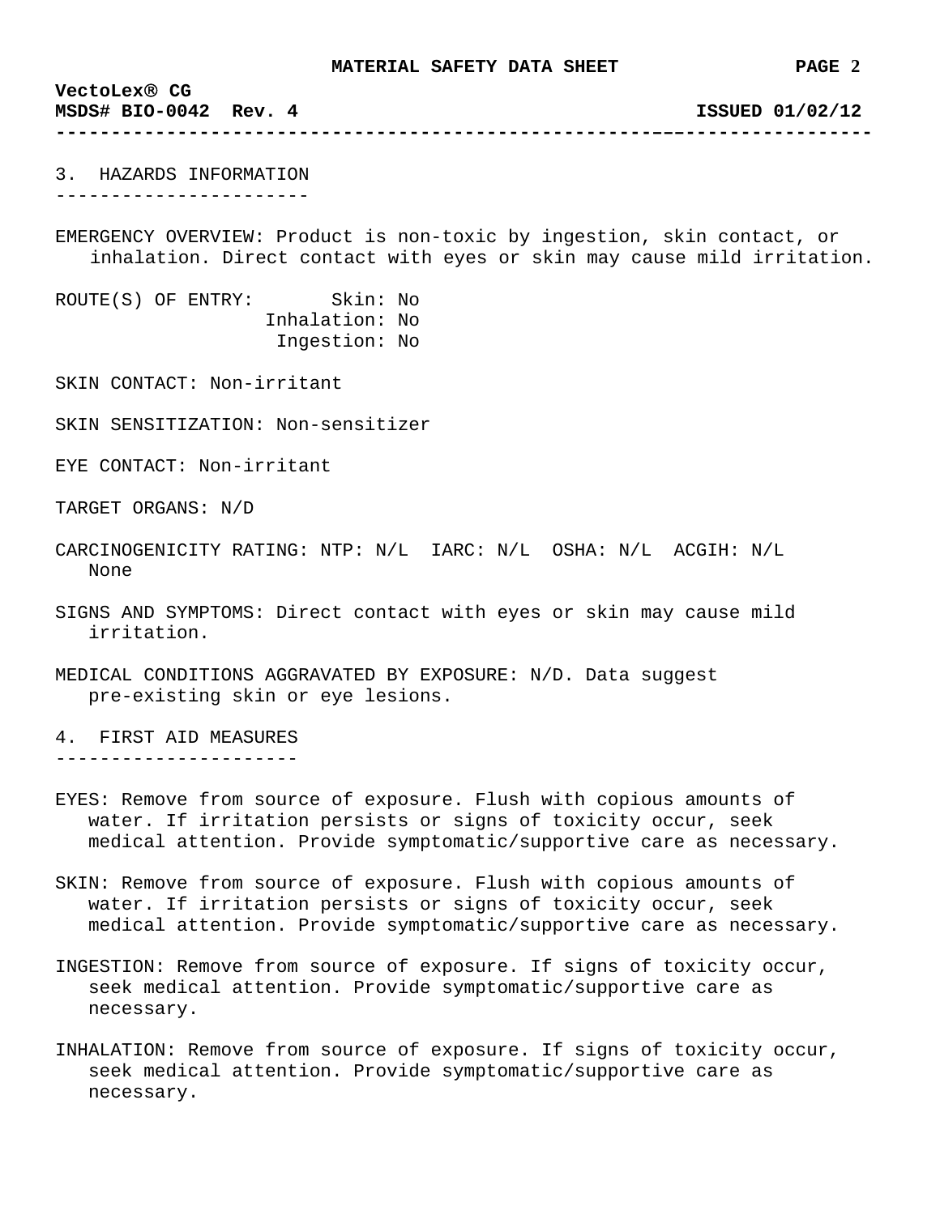## 3. HAZARDS INFORMATION

EMERGENCY OVERVIEW: Product is non-toxic by ingestion, skin contact, or inhalation. Direct contact with eyes or skin may cause mild irritation.

ROUTE(S) OF ENTRY:
- Skin: No
- Inhalation: No
- Ingestion: No

SKIN CONTACT: Non-irritant

SKIN SENSITIZATION: Non-sensitizer

EYE CONTACT: Non-irritant

TARGET ORGANS: N/D

CARCINOGENICITY RATING: NTP: N/L IARC: N/L OSHA: N/L ACGIH: N/L
None

SIGNS AND SYMPTOMS: Direct contact with eyes or skin may cause mild irritation.

MEDICAL CONDITIONS AGGRAVATED BY EXPOSURE: N/D. Data suggest pre-existing skin or eye lesions.

## 4. FIRST AID MEASURES

EYES: Remove from source of exposure. Flush with copious amounts of water. If irritation persists or signs of toxicity occur, seek medical attention. Provide symptomatic/supportive care as necessary.

SKIN: Remove from source of exposure. Flush with copious amounts of water. If irritation persists or signs of toxicity occur, seek medical attention. Provide symptomatic/supportive care as necessary.

INGESTION: Remove from source of exposure. If signs of toxicity occur, seek medical attention. Provide symptomatic/supportive care as necessary.

INHALATION: Remove from source of exposure. If signs of toxicity occur, seek medical attention. Provide symptomatic/supportive care as necessary.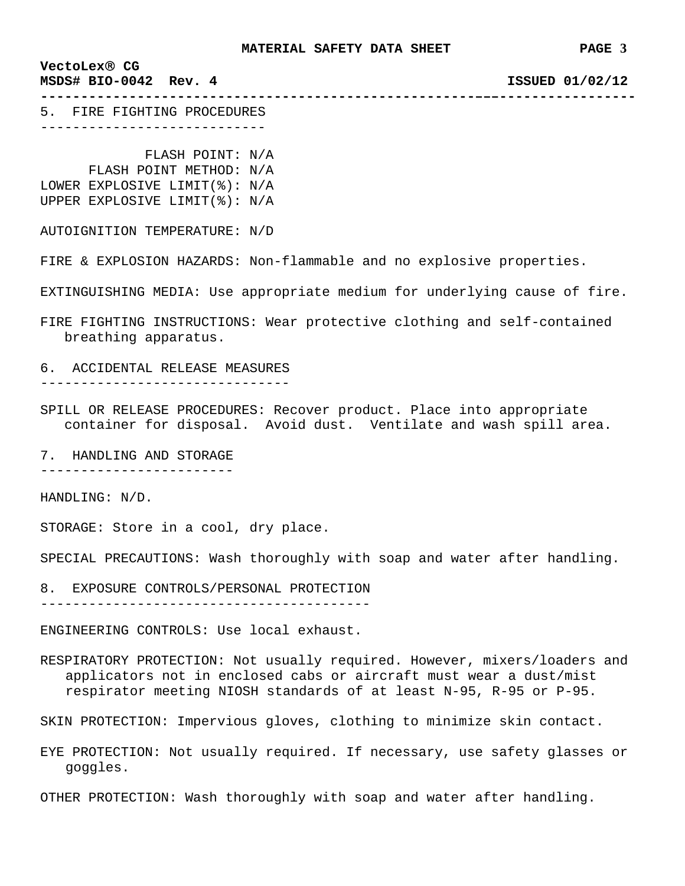## 5. FIRE FIGHTING PROCEDURES

FLASH POINT: N/A
FLASH POINT METHOD: N/A
LOWER EXPLOSIVE LIMIT(%): N/A
UPPER EXPLOSIVE LIMIT(%): N/A

AUTOIGNITION TEMPERATURE: N/D

FIRE & EXPLOSION HAZARDS: Non-flammable and no explosive properties.

EXTINGUISHING MEDIA: Use appropriate medium for underlying cause of fire.

FIRE FIGHTING INSTRUCTIONS: Wear protective clothing and self-contained breathing apparatus.

## 6. ACCIDENTAL RELEASE MEASURES

SPILL OR RELEASE PROCEDURES: Recover product. Place into appropriate container for disposal. Avoid dust. Ventilate and wash spill area.

## 7. HANDLING AND STORAGE

HANDLING: N/D.

STORAGE: Store in a cool, dry place.

SPECIAL PRECAUTIONS: Wash thoroughly with soap and water after handling.

## 8. EXPOSURE CONTROLS/PERSONAL PROTECTION

ENGINEERING CONTROLS: Use local exhaust.

RESPIRATORY PROTECTION: Not usually required. However, mixers/loaders and applicators not in enclosed cabs or aircraft must wear a dust/mist respirator meeting NIOSH standards of at least N-95, R-95 or P-95.

SKIN PROTECTION: Impervious gloves, clothing to minimize skin contact.

EYE PROTECTION: Not usually required. If necessary, use safety glasses or goggles.

OTHER PROTECTION: Wash thoroughly with soap and water after handling.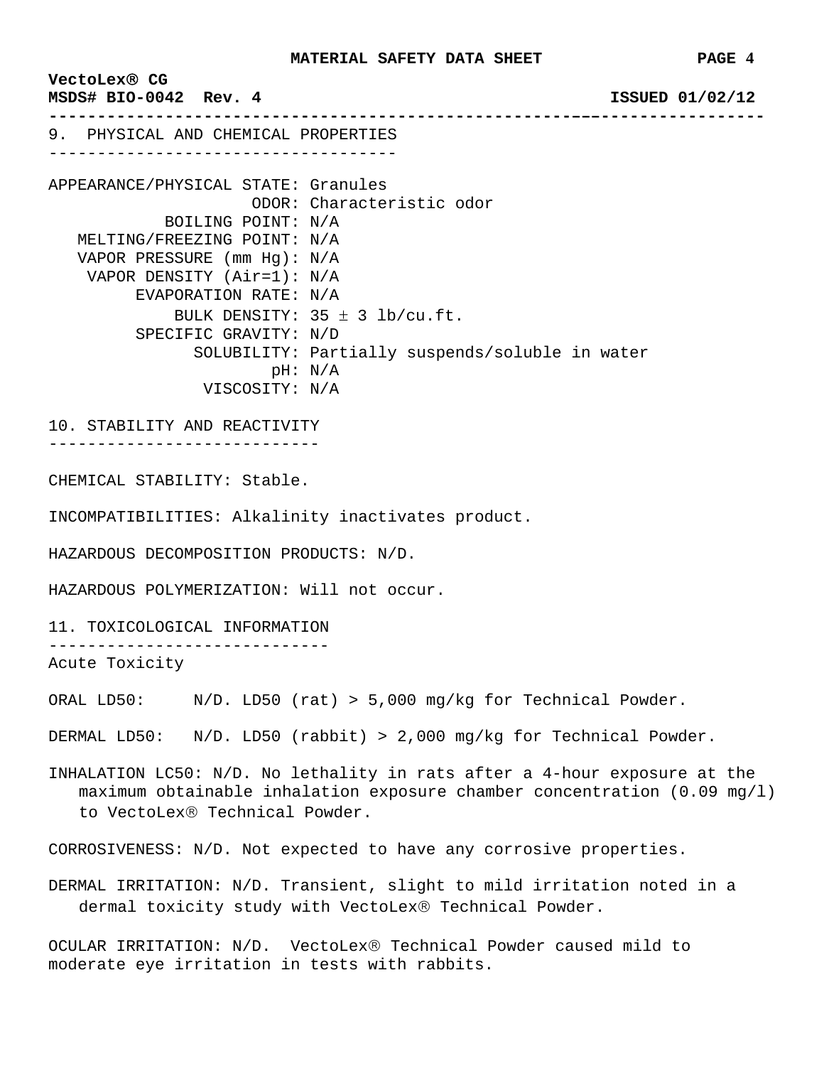## 9. PHYSICAL AND CHEMICAL PROPERTIES

APPEARANCE/PHYSICAL STATE: Granules
ODOR: Characteristic odor
BOILING POINT: N/A
MELTING/FREEZING POINT: N/A
VAPOR PRESSURE (mm Hg): N/A
VAPOR DENSITY (Air=1): N/A
EVAPORATION RATE: N/A
BULK DENSITY: $35 \pm 3$ lb/cu.ft.
SPECIFIC GRAVITY: N/D
SOLUBILITY: Partially suspends/soluble in water
pH: N/A
VISCOSITY: N/A

## 10. STABILITY AND REACTIVITY

CHEMICAL STABILITY: Stable.

INCOMPATIBILITIES: Alkalinity inactivates product.

HAZARDOUS DECOMPOSITION PRODUCTS: N/D.

HAZARDOUS POLYMERIZATION: Will not occur.

## 11. TOXICOLOGICAL INFORMATION

Acute Toxicity

ORAL LD50: N/D. LD50 (rat) > 5,000 mg/kg for Technical Powder.

DERMAL LD50: N/D. LD50 (rabbit) > 2,000 mg/kg for Technical Powder.

INHALATION LC50: N/D. No lethality in rats after a 4-hour exposure at the maximum obtainable inhalation exposure chamber concentration (0.09 mg/l) to VectoLex® Technical Powder.

CORROSIVENESS: N/D. Not expected to have any corrosive properties.

DERMAL IRRITATION: N/D. Transient, slight to mild irritation noted in a dermal toxicity study with VectoLex® Technical Powder.

OCULAR IRRITATION: N/D. VectoLex® Technical Powder caused mild to moderate eye irritation in tests with rabbits.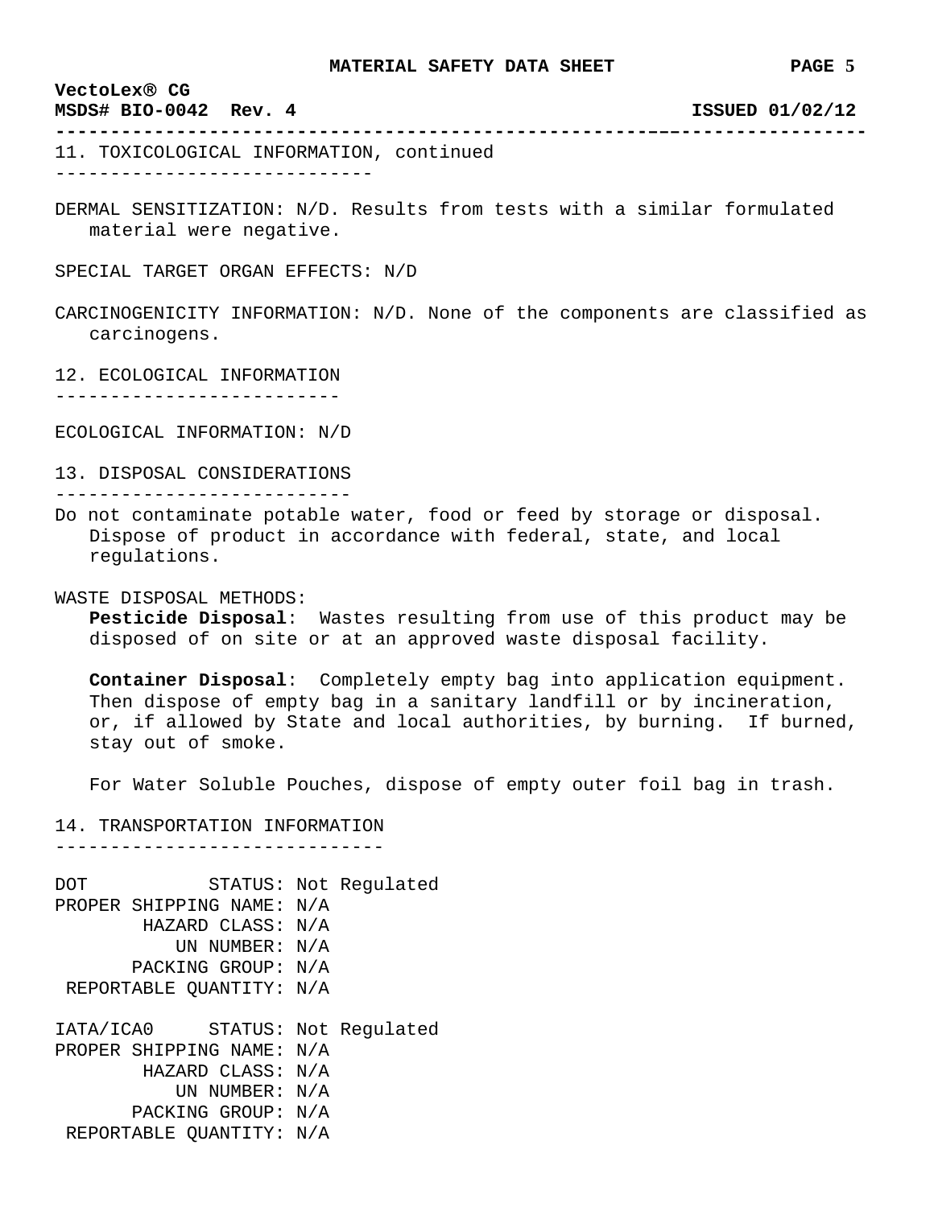## 11. TOXICOLOGICAL INFORMATION, continued

DERMAL SENSITIZATION: N/D. Results from tests with a similar formulated material were negative.

SPECIAL TARGET ORGAN EFFECTS: N/D

CARCINOGENICITY INFORMATION: N/D. None of the components are classified as carcinogens.

## 12. ECOLOGICAL INFORMATION

ECOLOGICAL INFORMATION: N/D

## 13. DISPOSAL CONSIDERATIONS

Do not contaminate potable water, food or feed by storage or disposal. Dispose of product in accordance with federal, state, and local regulations.

WASTE DISPOSAL METHODS:

**Pesticide Disposal**: Wastes resulting from use of this product may be disposed of on site or at an approved waste disposal facility.

**Container Disposal**: Completely empty bag into application equipment. Then dispose of empty bag in a sanitary landfill or by incineration, or, if allowed by State and local authorities, by burning. If burned, stay out of smoke.

For Water Soluble Pouches, dispose of empty outer foil bag in trash.

## 14. TRANSPORTATION INFORMATION

DOT STATUS: Not Regulated
PROPER SHIPPING NAME: N/A
HAZARD CLASS: N/A
UN NUMBER: N/A
PACKING GROUP: N/A
REPORTABLE QUANTITY: N/A

IATA/ICA0 STATUS: Not Regulated
PROPER SHIPPING NAME: N/A
HAZARD CLASS: N/A
UN NUMBER: N/A
PACKING GROUP: N/A
REPORTABLE QUANTITY: N/A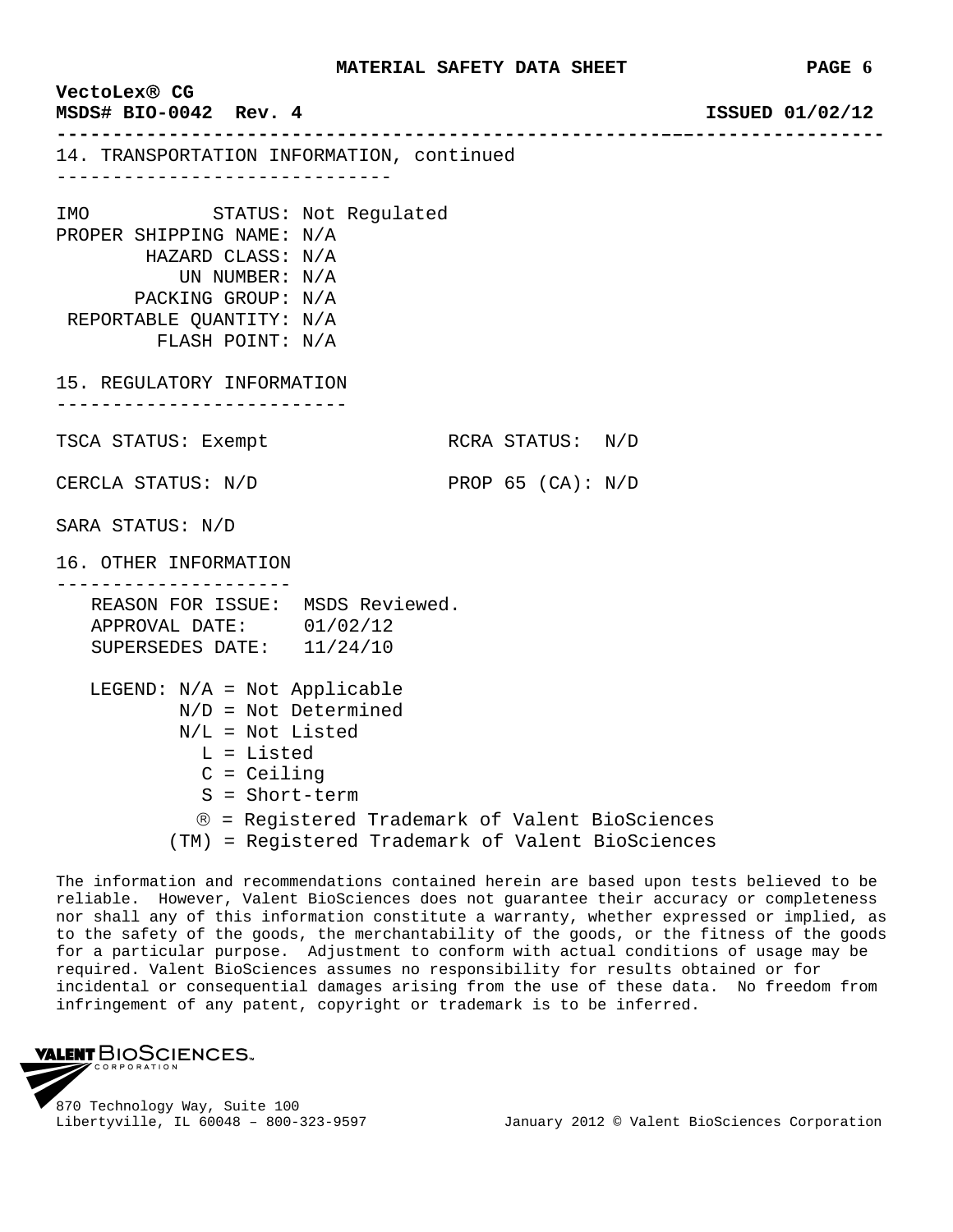## 14. TRANSPORTATION INFORMATION, continued

IMO STATUS: Not Regulated
PROPER SHIPPING NAME: N/A
HAZARD CLASS: N/A
UN NUMBER: N/A
PACKING GROUP: N/A
REPORTABLE QUANTITY: N/A
FLASH POINT: N/A

## 15. REGULATORY INFORMATION

TSCA STATUS: Exempt

RCRA STATUS: N/D

CERCLA STATUS: N/D

PROP 65 (CA): N/D

SARA STATUS: N/D

## 16. OTHER INFORMATION

REASON FOR ISSUE: MSDS Reviewed.
APPROVAL DATE: 01/02/12
SUPERSEDES DATE: 11/24/10

LEGEND: N/A = Not Applicable
N/D = Not Determined
N/L = Not Listed
L = Listed
C = Ceiling
S = Short-term
® = Registered Trademark of Valent BioSciences
(TM) = Registered Trademark of Valent BioSciences

The information and recommendations contained herein are based upon tests believed to be reliable. However, Valent BioSciences does not guarantee their accuracy or completeness nor shall any of this information constitute a warranty, whether expressed or implied, as to the safety of the goods, the merchantability of the goods, or the fitness of the goods for a particular purpose. Adjustment to conform with actual conditions of usage may be required. Valent BioSciences assumes no responsibility for results obtained or for incidental or consequential damages arising from the use of these data. No freedom from infringement of any patent, copyright or trademark is to be inferred.

VALENT BIOSCIENCES™ CORPORATION

870 Technology Way, Suite 100
Libertyville, IL 60048 – 800-323-9597

January 2012 © Valent BioSciences Corporation